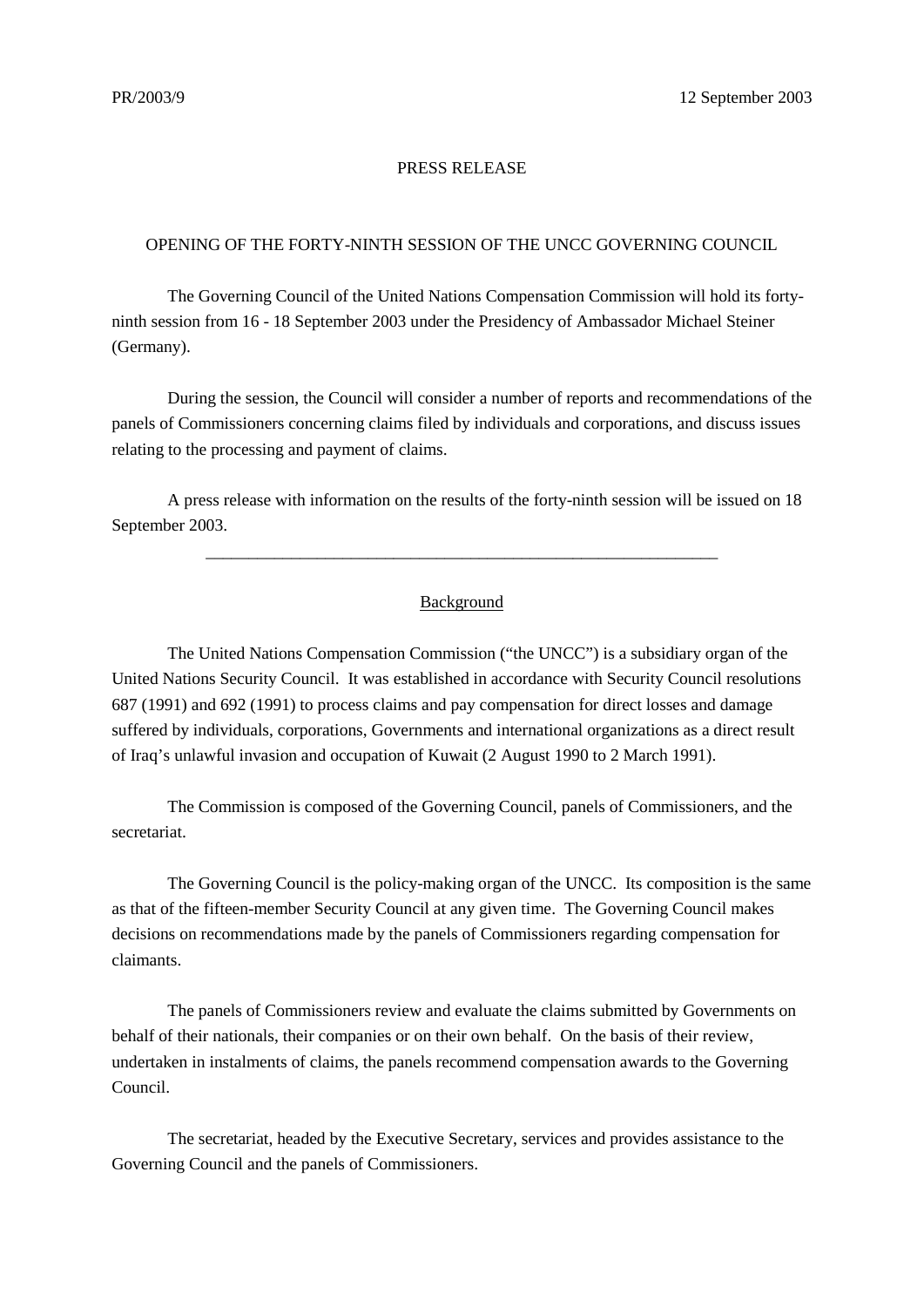PR/2003/9 12 September 2003

PRESS RELEASE

# OPENING OF THE FORTY-NINTH SESSION OF THE UNCC GOVERNING COUNCIL

The Governing Council of the United Nations Compensation Commission will hold its forty-ninth session from 16 - 18 September 2003 under the Presidency of Ambassador Michael Steiner (Germany).

During the session, the Council will consider a number of reports and recommendations of the panels of Commissioners concerning claims filed by individuals and corporations, and discuss issues relating to the processing and payment of claims.

A press release with information on the results of the forty-ninth session will be issued on 18 September 2003.

---

## Background

The United Nations Compensation Commission ("the UNCC") is a subsidiary organ of the United Nations Security Council. It was established in accordance with Security Council resolutions 687 (1991) and 692 (1991) to process claims and pay compensation for direct losses and damage suffered by individuals, corporations, Governments and international organizations as a direct result of Iraq's unlawful invasion and occupation of Kuwait (2 August 1990 to 2 March 1991).

The Commission is composed of the Governing Council, panels of Commissioners, and the secretariat.

The Governing Council is the policy-making organ of the UNCC. Its composition is the same as that of the fifteen-member Security Council at any given time. The Governing Council makes decisions on recommendations made by the panels of Commissioners regarding compensation for claimants.

The panels of Commissioners review and evaluate the claims submitted by Governments on behalf of their nationals, their companies or on their own behalf. On the basis of their review, undertaken in instalments of claims, the panels recommend compensation awards to the Governing Council.

The secretariat, headed by the Executive Secretary, services and provides assistance to the Governing Council and the panels of Commissioners.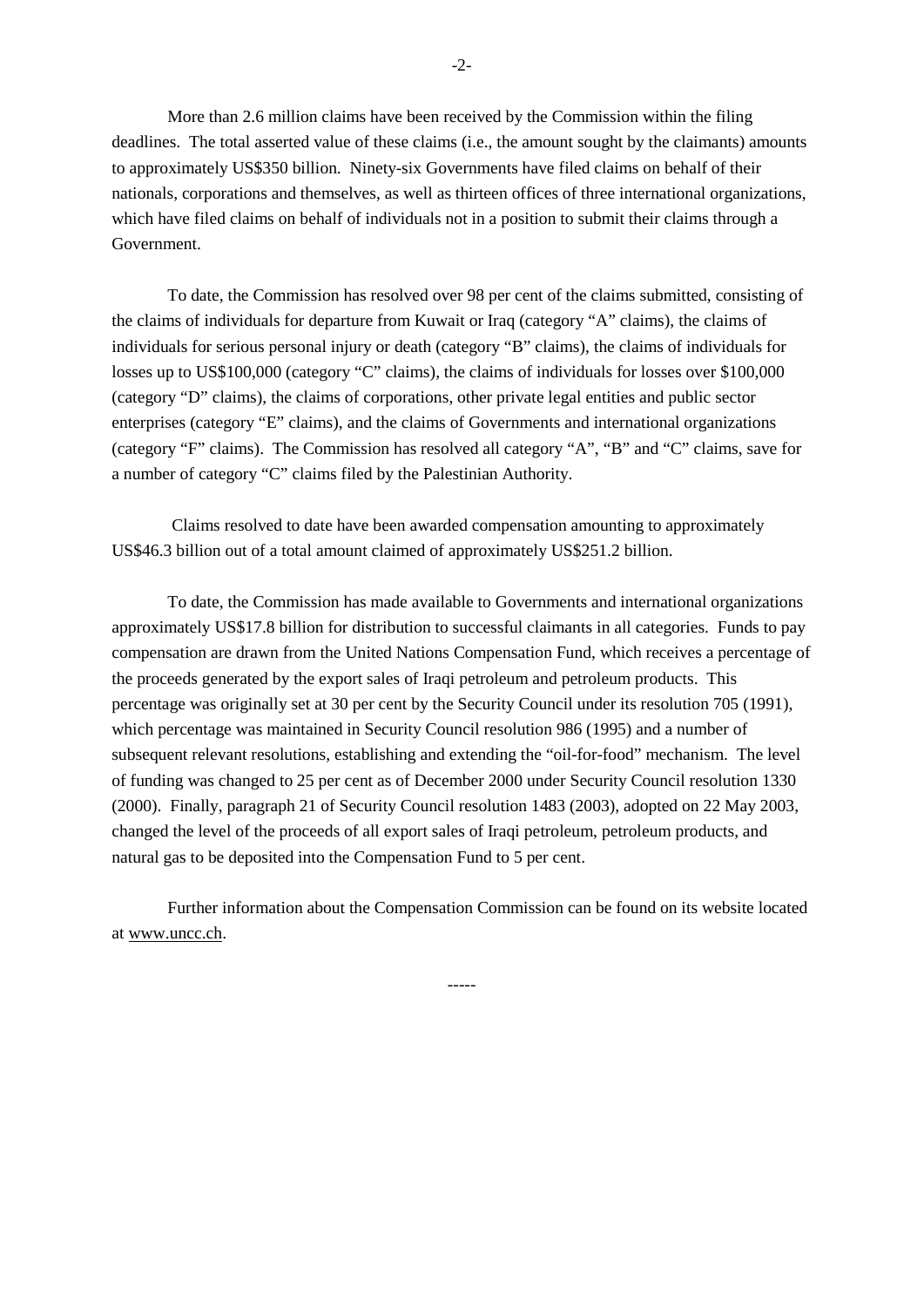More than 2.6 million claims have been received by the Commission within the filing deadlines. The total asserted value of these claims (i.e., the amount sought by the claimants) amounts to approximately US$350 billion. Ninety-six Governments have filed claims on behalf of their nationals, corporations and themselves, as well as thirteen offices of three international organizations, which have filed claims on behalf of individuals not in a position to submit their claims through a Government.

To date, the Commission has resolved over 98 per cent of the claims submitted, consisting of the claims of individuals for departure from Kuwait or Iraq (category "A" claims), the claims of individuals for serious personal injury or death (category "B" claims), the claims of individuals for losses up to US$100,000 (category "C" claims), the claims of individuals for losses over $100,000 (category "D" claims), the claims of corporations, other private legal entities and public sector enterprises (category "E" claims), and the claims of Governments and international organizations (category "F" claims). The Commission has resolved all category "A", "B" and "C" claims, save for a number of category "C" claims filed by the Palestinian Authority.

Claims resolved to date have been awarded compensation amounting to approximately US$46.3 billion out of a total amount claimed of approximately US$251.2 billion.

To date, the Commission has made available to Governments and international organizations approximately US$17.8 billion for distribution to successful claimants in all categories. Funds to pay compensation are drawn from the United Nations Compensation Fund, which receives a percentage of the proceeds generated by the export sales of Iraqi petroleum and petroleum products. This percentage was originally set at 30 per cent by the Security Council under its resolution 705 (1991), which percentage was maintained in Security Council resolution 986 (1995) and a number of subsequent relevant resolutions, establishing and extending the "oil-for-food" mechanism. The level of funding was changed to 25 per cent as of December 2000 under Security Council resolution 1330 (2000). Finally, paragraph 21 of Security Council resolution 1483 (2003), adopted on 22 May 2003, changed the level of the proceeds of all export sales of Iraqi petroleum, petroleum products, and natural gas to be deposited into the Compensation Fund to 5 per cent.

Further information about the Compensation Commission can be found on its website located at www.uncc.ch.

-----